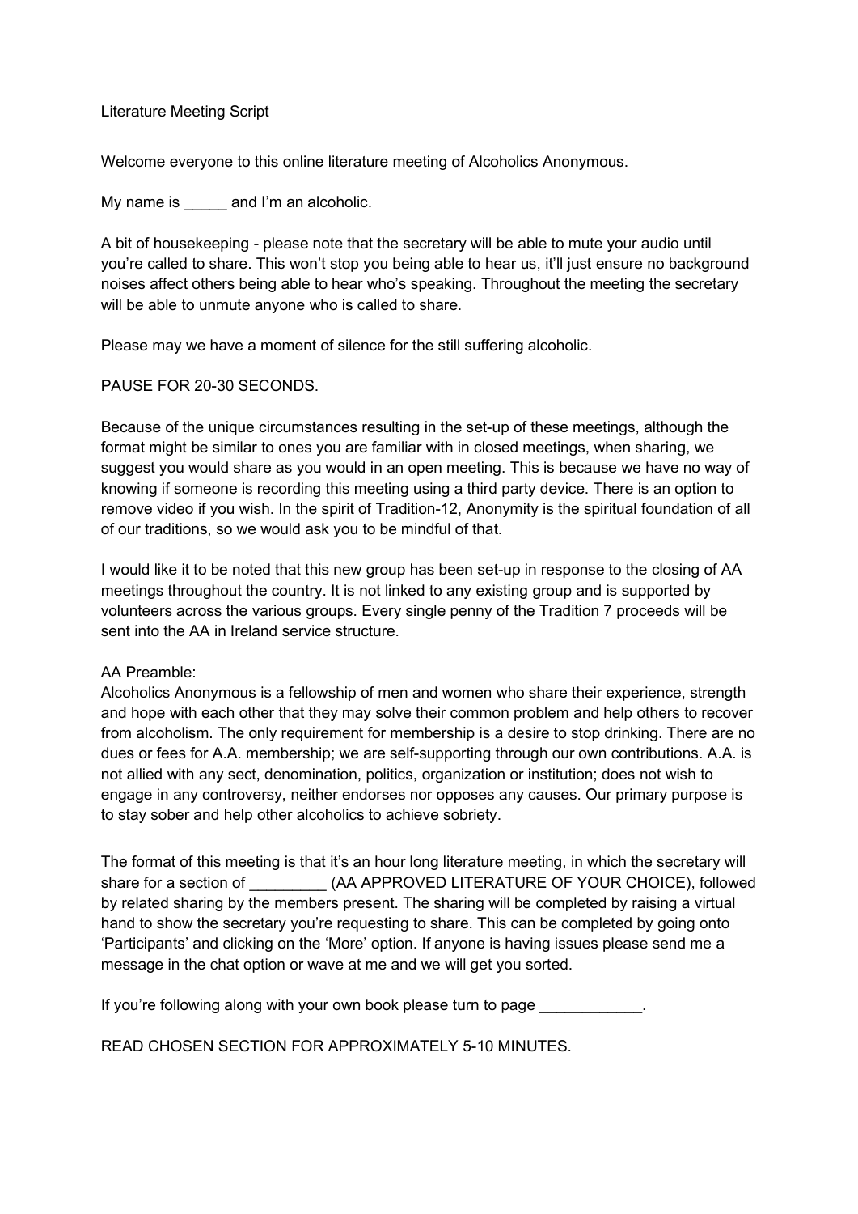# Literature Meeting Script

Welcome everyone to this online literature meeting of Alcoholics Anonymous.

My name is _____ and I'm an alcoholic.

A bit of housekeeping - please note that the secretary will be able to mute your audio until you're called to share. This won't stop you being able to hear us, it'll just ensure no background noises affect others being able to hear who's speaking. Throughout the meeting the secretary will be able to unmute anyone who is called to share.

Please may we have a moment of silence for the still suffering alcoholic.

PAUSE FOR 20-30 SECONDS.

Because of the unique circumstances resulting in the set-up of these meetings, although the format might be similar to ones you are familiar with in closed meetings, when sharing, we suggest you would share as you would in an open meeting. This is because we have no way of knowing if someone is recording this meeting using a third party device. There is an option to remove video if you wish. In the spirit of Tradition-12, Anonymity is the spiritual foundation of all of our traditions, so we would ask you to be mindful of that.

I would like it to be noted that this new group has been set-up in response to the closing of AA meetings throughout the country. It is not linked to any existing group and is supported by volunteers across the various groups. Every single penny of the Tradition 7 proceeds will be sent into the AA in Ireland service structure.

AA Preamble:
Alcoholics Anonymous is a fellowship of men and women who share their experience, strength and hope with each other that they may solve their common problem and help others to recover from alcoholism. The only requirement for membership is a desire to stop drinking. There are no dues or fees for A.A. membership; we are self-supporting through our own contributions. A.A. is not allied with any sect, denomination, politics, organization or institution; does not wish to engage in any controversy, neither endorses nor opposes any causes. Our primary purpose is to stay sober and help other alcoholics to achieve sobriety.

The format of this meeting is that it's an hour long literature meeting, in which the secretary will share for a section of _________ (AA APPROVED LITERATURE OF YOUR CHOICE), followed by related sharing by the members present. The sharing will be completed by raising a virtual hand to show the secretary you're requesting to share. This can be completed by going onto 'Participants' and clicking on the 'More' option. If anyone is having issues please send me a message in the chat option or wave at me and we will get you sorted.

If you're following along with your own book please turn to page ____________.

READ CHOSEN SECTION FOR APPROXIMATELY 5-10 MINUTES.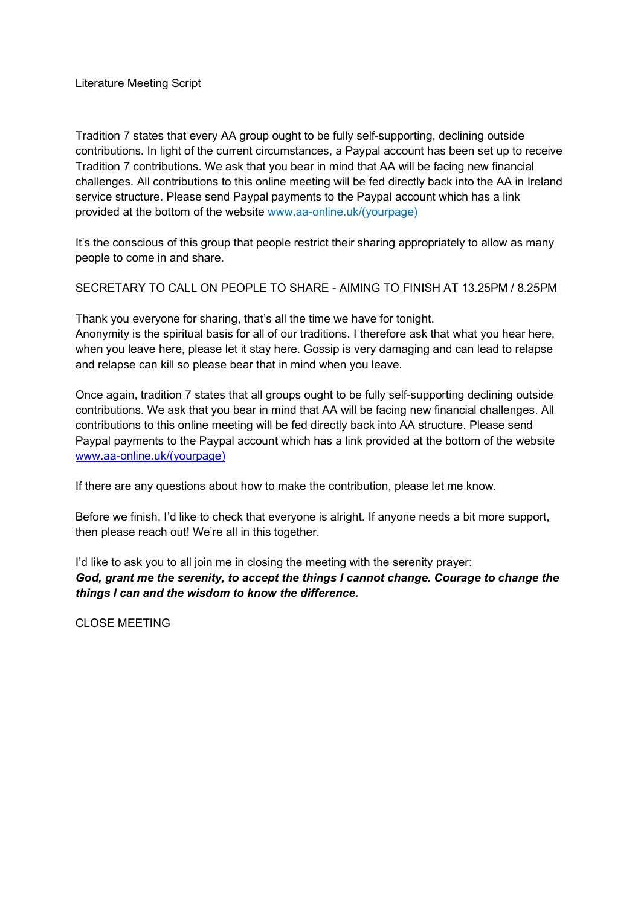Literature Meeting Script

Tradition 7 states that every AA group ought to be fully self-supporting, declining outside contributions. In light of the current circumstances, a Paypal account has been set up to receive Tradition 7 contributions. We ask that you bear in mind that AA will be facing new financial challenges. All contributions to this online meeting will be fed directly back into the AA in Ireland service structure. Please send Paypal payments to the Paypal account which has a link provided at the bottom of the website www.aa-online.uk/(yourpage)

It's the conscious of this group that people restrict their sharing appropriately to allow as many people to come in and share.

SECRETARY TO CALL ON PEOPLE TO SHARE - AIMING TO FINISH AT 13.25PM / 8.25PM

Thank you everyone for sharing, that's all the time we have for tonight.
Anonymity is the spiritual basis for all of our traditions. I therefore ask that what you hear here, when you leave here, please let it stay here. Gossip is very damaging and can lead to relapse and relapse can kill so please bear that in mind when you leave.

Once again, tradition 7 states that all groups ought to be fully self-supporting declining outside contributions. We ask that you bear in mind that AA will be facing new financial challenges. All contributions to this online meeting will be fed directly back into AA structure. Please send Paypal payments to the Paypal account which has a link provided at the bottom of the website www.aa-online.uk/(yourpage)

If there are any questions about how to make the contribution, please let me know.

Before we finish, I'd like to check that everyone is alright. If anyone needs a bit more support, then please reach out! We're all in this together.

I'd like to ask you to all join me in closing the meeting with the serenity prayer:
***God, grant me the serenity, to accept the things I cannot change. Courage to change the things I can and the wisdom to know the difference.***

CLOSE MEETING